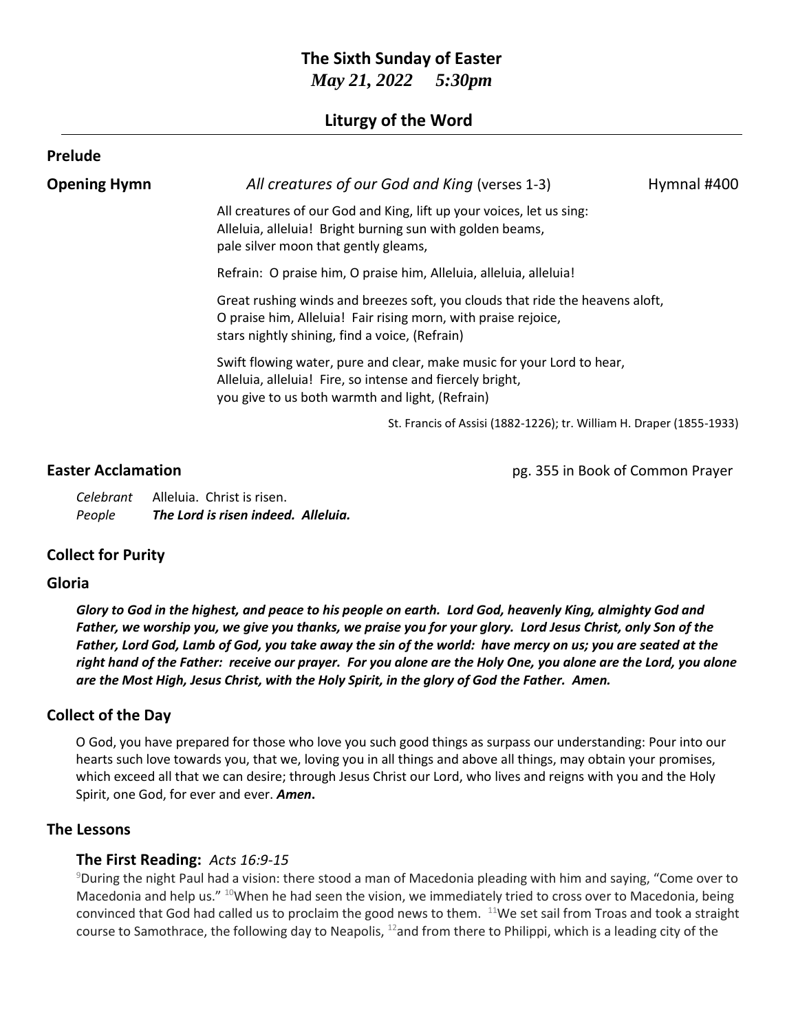# The Sixth Sunday of Easter

*May 21, 2022 5:30pm*

## Liturgy of the Word

### Prelude

**Opening Hymn** *All creatures of our God and King* (verses 1-3) Hymnal #400

All creatures of our God and King, lift up your voices, let us sing:
Alleluia, alleluia! Bright burning sun with golden beams,
pale silver moon that gently gleams,

Refrain: O praise him, O praise him, Alleluia, alleluia, alleluia!

Great rushing winds and breezes soft, you clouds that ride the heavens aloft,
O praise him, Alleluia! Fair rising morn, with praise rejoice,
stars nightly shining, find a voice, (Refrain)

Swift flowing water, pure and clear, make music for your Lord to hear,
Alleluia, alleluia! Fire, so intense and fiercely bright,
you give to us both warmth and light, (Refrain)

St. Francis of Assisi (1882-1226); tr. William H. Draper (1855-1933)

**Easter Acclamation** pg. 355 in Book of Common Prayer

*Celebrant* Alleluia. Christ is risen.
*People* ***The Lord is risen indeed. Alleluia.***

### Collect for Purity

### Gloria

***Glory to God in the highest, and peace to his people on earth. Lord God, heavenly King, almighty God and Father, we worship you, we give you thanks, we praise you for your glory. Lord Jesus Christ, only Son of the Father, Lord God, Lamb of God, you take away the sin of the world: have mercy on us; you are seated at the right hand of the Father: receive our prayer. For you alone are the Holy One, you alone are the Lord, you alone are the Most High, Jesus Christ, with the Holy Spirit, in the glory of God the Father. Amen.***

### Collect of the Day

O God, you have prepared for those who love you such good things as surpass our understanding: Pour into our hearts such love towards you, that we, loving you in all things and above all things, may obtain your promises, which exceed all that we can desire; through Jesus Christ our Lord, who lives and reigns with you and the Holy Spirit, one God, for ever and ever. ***Amen.***

### The Lessons

#### The First Reading: *Acts 16:9-15*

[9]During the night Paul had a vision: there stood a man of Macedonia pleading with him and saying, "Come over to Macedonia and help us." [10]When he had seen the vision, we immediately tried to cross over to Macedonia, being convinced that God had called us to proclaim the good news to them. [11]We set sail from Troas and took a straight course to Samothrace, the following day to Neapolis, [12]and from there to Philippi, which is a leading city of the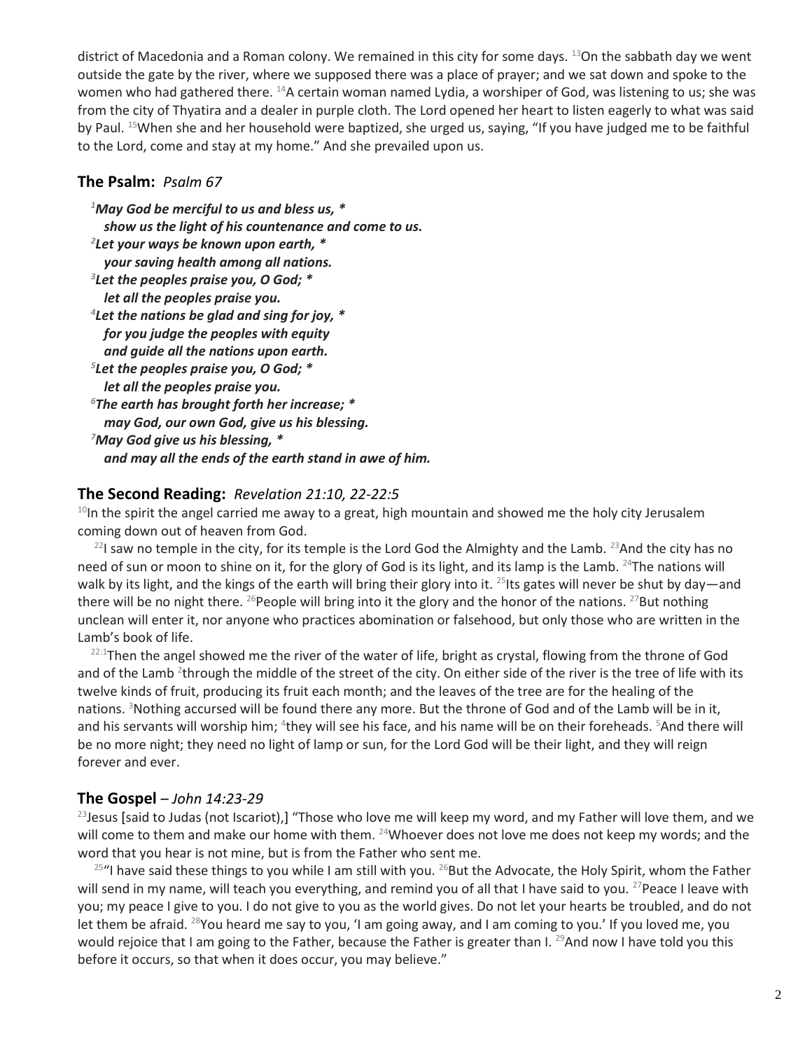district of Macedonia and a Roman colony. We remained in this city for some days. [13]On the sabbath day we went outside the gate by the river, where we supposed there was a place of prayer; and we sat down and spoke to the women who had gathered there. [14]A certain woman named Lydia, a worshiper of God, was listening to us; she was from the city of Thyatira and a dealer in purple cloth. The Lord opened her heart to listen eagerly to what was said by Paul. [15]When she and her household were baptized, she urged us, saying, "If you have judged me to be faithful to the Lord, come and stay at my home." And she prevailed upon us.

## The Psalm: *Psalm 67*

***[1]May God be merciful to us and bless us, ****
***show us the light of his countenance and come to us.***
***[2]Let your ways be known upon earth, ****
***your saving health among all nations.***
***[3]Let the peoples praise you, O God; ****
***let all the peoples praise you.***
***[4]Let the nations be glad and sing for joy, ****
***for you judge the peoples with equity***
***and guide all the nations upon earth.***
***[5]Let the peoples praise you, O God; ****
***let all the peoples praise you.***
***[6]The earth has brought forth her increase; ****
***may God, our own God, give us his blessing.***
***[7]May God give us his blessing, ****
***and may all the ends of the earth stand in awe of him.***

## The Second Reading: *Revelation 21:10, 22-22:5*

[10]In the spirit the angel carried me away to a great, high mountain and showed me the holy city Jerusalem coming down out of heaven from God.

[22]I saw no temple in the city, for its temple is the Lord God the Almighty and the Lamb. [23]And the city has no need of sun or moon to shine on it, for the glory of God is its light, and its lamp is the Lamb. [24]The nations will walk by its light, and the kings of the earth will bring their glory into it. [25]Its gates will never be shut by day—and there will be no night there. [26]People will bring into it the glory and the honor of the nations. [27]But nothing unclean will enter it, nor anyone who practices abomination or falsehood, but only those who are written in the Lamb's book of life.

[22:1]Then the angel showed me the river of the water of life, bright as crystal, flowing from the throne of God and of the Lamb [2]through the middle of the street of the city. On either side of the river is the tree of life with its twelve kinds of fruit, producing its fruit each month; and the leaves of the tree are for the healing of the nations. [3]Nothing accursed will be found there any more. But the throne of God and of the Lamb will be in it, and his servants will worship him; [4]they will see his face, and his name will be on their foreheads. [5]And there will be no more night; they need no light of lamp or sun, for the Lord God will be their light, and they will reign forever and ever.

## The Gospel – *John 14:23-29*

[23]Jesus [said to Judas (not Iscariot),] "Those who love me will keep my word, and my Father will love them, and we will come to them and make our home with them. [24]Whoever does not love me does not keep my words; and the word that you hear is not mine, but is from the Father who sent me.

[25]"I have said these things to you while I am still with you. [26]But the Advocate, the Holy Spirit, whom the Father will send in my name, will teach you everything, and remind you of all that I have said to you. [27]Peace I leave with you; my peace I give to you. I do not give to you as the world gives. Do not let your hearts be troubled, and do not let them be afraid. [28]You heard me say to you, 'I am going away, and I am coming to you.' If you loved me, you would rejoice that I am going to the Father, because the Father is greater than I. [29]And now I have told you this before it occurs, so that when it does occur, you may believe."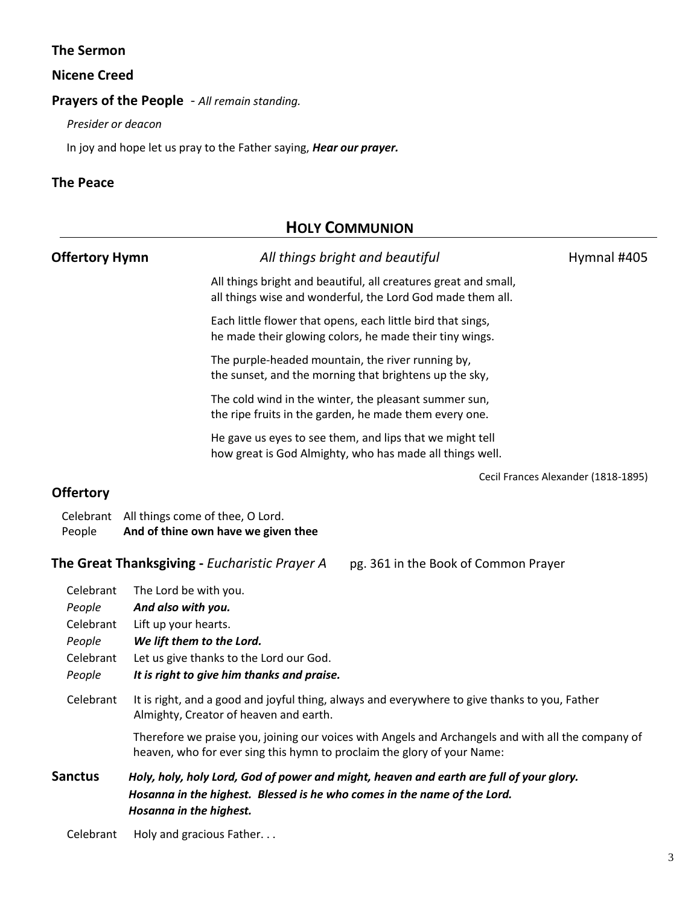**The Sermon**

**Nicene Creed**

**Prayers of the People** - *All remain standing.*

*Presider or deacon*

In joy and hope let us pray to the Father saying, ***Hear our prayer.***

**The Peace**

## HOLY COMMUNION

**Offertory Hymn** *All things bright and beautiful* Hymnal #405

All things bright and beautiful, all creatures great and small,
all things wise and wonderful, the Lord God made them all.

Each little flower that opens, each little bird that sings,
he made their glowing colors, he made their tiny wings.

The purple-headed mountain, the river running by,
the sunset, and the morning that brightens up the sky,

The cold wind in the winter, the pleasant summer sun,
the ripe fruits in the garden, he made them every one.

He gave us eyes to see them, and lips that we might tell
how great is God Almighty, who has made all things well.

Cecil Frances Alexander (1818-1895)

**Offertory**

Celebrant All things come of thee, O Lord.
People **And of thine own have we given thee**

**The Great Thanksgiving -** *Eucharistic Prayer A* pg. 361 in the Book of Common Prayer

Celebrant The Lord be with you.
*People* ***And also with you.***
Celebrant Lift up your hearts.
*People* ***We lift them to the Lord.***
Celebrant Let us give thanks to the Lord our God.
*People* ***It is right to give him thanks and praise.***

Celebrant It is right, and a good and joyful thing, always and everywhere to give thanks to you, Father Almighty, Creator of heaven and earth.

Therefore we praise you, joining our voices with Angels and Archangels and with all the company of heaven, who for ever sing this hymn to proclaim the glory of your Name:

**Sanctus** ***Holy, holy, holy Lord, God of power and might, heaven and earth are full of your glory. Hosanna in the highest. Blessed is he who comes in the name of the Lord. Hosanna in the highest.***

Celebrant Holy and gracious Father. . .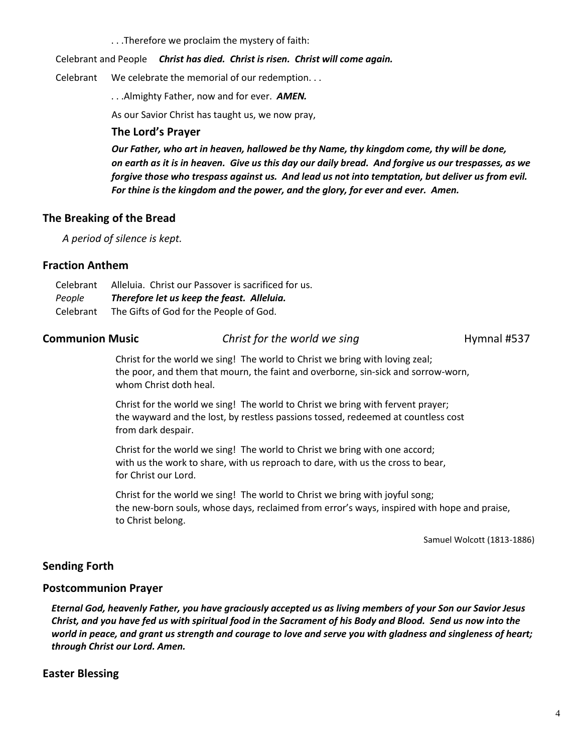. . .Therefore we proclaim the mystery of faith:

Celebrant and People **_Christ has died. Christ is risen. Christ will come again._**

Celebrant We celebrate the memorial of our redemption. . .

. . .Almighty Father, now and for ever. **_AMEN._**

As our Savior Christ has taught us, we now pray,

**The Lord's Prayer**

**_Our Father, who art in heaven, hallowed be thy Name, thy kingdom come, thy will be done, on earth as it is in heaven. Give us this day our daily bread. And forgive us our trespasses, as we forgive those who trespass against us. And lead us not into temptation, but deliver us from evil. For thine is the kingdom and the power, and the glory, for ever and ever. Amen._**

## The Breaking of the Bread

*A period of silence is kept.*

## Fraction Anthem

Celebrant Alleluia. Christ our Passover is sacrificed for us.
*People* **_Therefore let us keep the feast. Alleluia._**
Celebrant The Gifts of God for the People of God.

## Communion Music *Christ for the world we sing* Hymnal #537

Christ for the world we sing! The world to Christ we bring with loving zeal;
the poor, and them that mourn, the faint and overborne, sin-sick and sorrow-worn,
whom Christ doth heal.

Christ for the world we sing! The world to Christ we bring with fervent prayer;
the wayward and the lost, by restless passions tossed, redeemed at countless cost
from dark despair.

Christ for the world we sing! The world to Christ we bring with one accord;
with us the work to share, with us reproach to dare, with us the cross to bear,
for Christ our Lord.

Christ for the world we sing! The world to Christ we bring with joyful song;
the new-born souls, whose days, reclaimed from error's ways, inspired with hope and praise,
to Christ belong.

Samuel Wolcott (1813-1886)

## Sending Forth

## Postcommunion Prayer

**_Eternal God, heavenly Father, you have graciously accepted us as living members of your Son our Savior Jesus Christ, and you have fed us with spiritual food in the Sacrament of his Body and Blood. Send us now into the world in peace, and grant us strength and courage to love and serve you with gladness and singleness of heart; through Christ our Lord. Amen._**

## Easter Blessing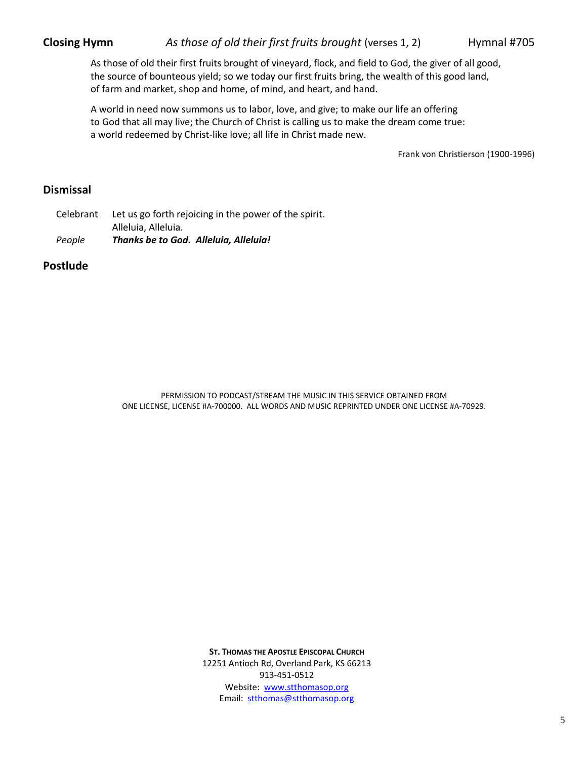**Closing Hymn** *As those of old their first fruits brought* (verses 1, 2) Hymnal #705

As those of old their first fruits brought of vineyard, flock, and field to God, the giver of all good, the source of bounteous yield; so we today our first fruits bring, the wealth of this good land, of farm and market, shop and home, of mind, and heart, and hand.

A world in need now summons us to labor, love, and give; to make our life an offering to God that all may live; the Church of Christ is calling us to make the dream come true: a world redeemed by Christ-like love; all life in Christ made new.

Frank von Christierson (1900-1996)

## Dismissal

| | |
|---|---|
| Celebrant | Let us go forth rejoicing in the power of the spirit. Alleluia, Alleluia. |
| *People* | ***Thanks be to God. Alleluia, Alleluia!*** |

## Postlude

PERMISSION TO PODCAST/STREAM THE MUSIC IN THIS SERVICE OBTAINED FROM ONE LICENSE, LICENSE #A-700000. ALL WORDS AND MUSIC REPRINTED UNDER ONE LICENSE #A-70929.

**ST. THOMAS THE APOSTLE EPISCOPAL CHURCH**
12251 Antioch Rd, Overland Park, KS 66213
913-451-0512
Website: www.stthomasop.org
Email: stthomas@stthomasop.org